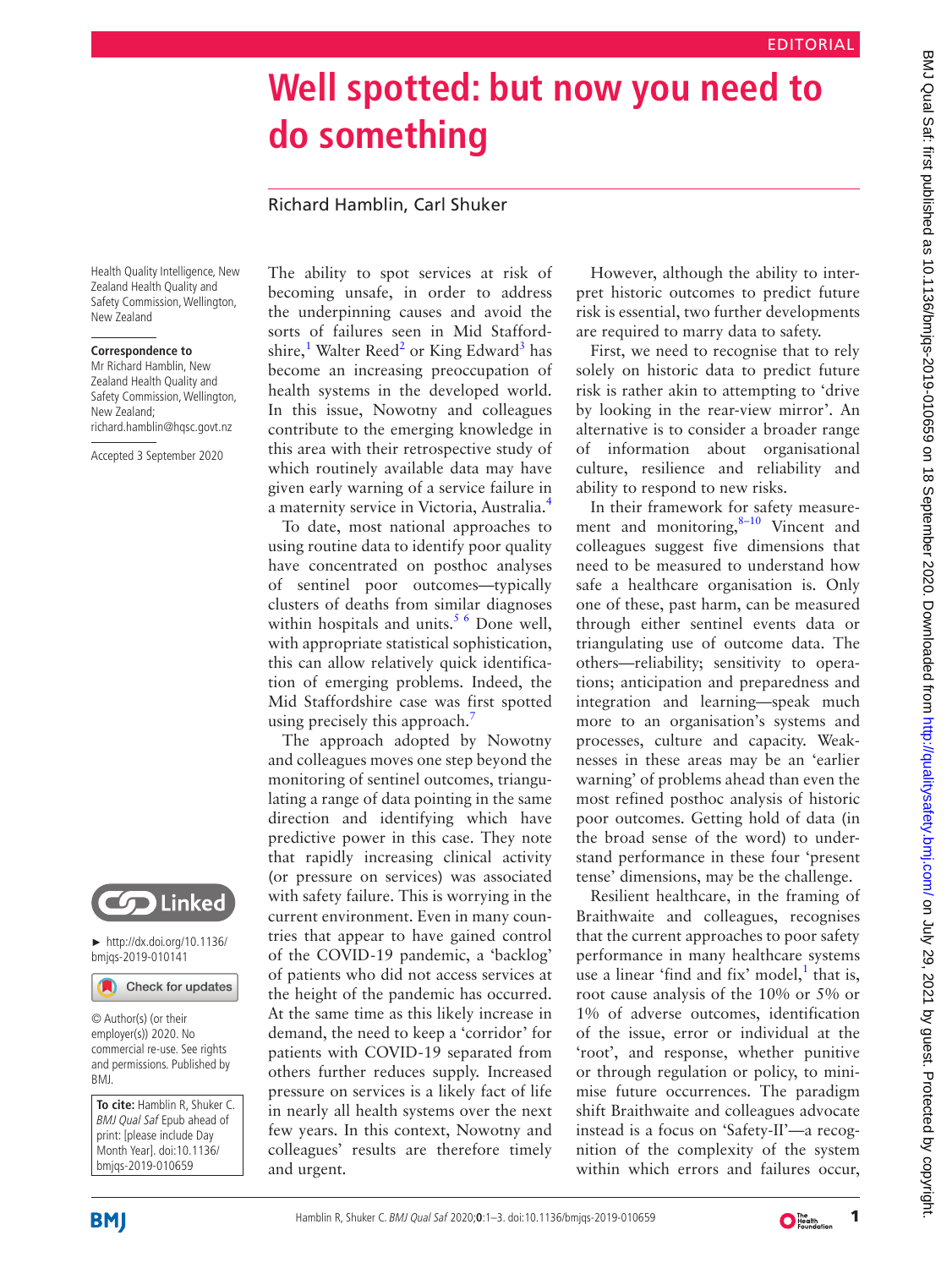EDITORIAL

# Well spotted: but now you need to do something

Richard Hamblin, Carl Shuker

Health Quality Intelligence, New Zealand Health Quality and Safety Commission, Wellington, New Zealand

**Correspondence to**
Mr Richard Hamblin, New Zealand Health Quality and Safety Commission, Wellington, New Zealand; richard.hamblin@hqsc.govt.nz

Accepted 3 September 2020

► http://dx.doi.org/10.1136/bmjqs-2019-010141

© Author(s) (or their employer(s)) 2020. No commercial re-use. See rights and permissions. Published by BMJ.

**To cite:** Hamblin R, Shuker C. *BMJ Qual Saf* Epub ahead of print: [please include Day Month Year]. doi:10.1136/bmjqs-2019-010659

The ability to spot services at risk of becoming unsafe, in order to address the underpinning causes and avoid the sorts of failures seen in Mid Staffordshire,[1] Walter Reed[2] or King Edward[3] has become an increasing preoccupation of health systems in the developed world. In this issue, Nowotny and colleagues contribute to the emerging knowledge in this area with their retrospective study of which routinely available data may have given early warning of a service failure in a maternity service in Victoria, Australia.[4]

To date, most national approaches to using routine data to identify poor quality have concentrated on posthoc analyses of sentinel poor outcomes—typically clusters of deaths from similar diagnoses within hospitals and units.[5 6] Done well, with appropriate statistical sophistication, this can allow relatively quick identification of emerging problems. Indeed, the Mid Staffordshire case was first spotted using precisely this approach.[7]

The approach adopted by Nowotny and colleagues moves one step beyond the monitoring of sentinel outcomes, triangulating a range of data pointing in the same direction and identifying which have predictive power in this case. They note that rapidly increasing clinical activity (or pressure on services) was associated with safety failure. This is worrying in the current environment. Even in many countries that appear to have gained control of the COVID-19 pandemic, a 'backlog' of patients who did not access services at the height of the pandemic has occurred. At the same time as this likely increase in demand, the need to keep a 'corridor' for patients with COVID-19 separated from others further reduces supply. Increased pressure on services is a likely fact of life in nearly all health systems over the next few years. In this context, Nowotny and colleagues' results are therefore timely and urgent.

However, although the ability to interpret historic outcomes to predict future risk is essential, two further developments are required to marry data to safety.

First, we need to recognise that to rely solely on historic data to predict future risk is rather akin to attempting to 'drive by looking in the rear-view mirror'. An alternative is to consider a broader range of information about organisational culture, resilience and reliability and ability to respond to new risks.

In their framework for safety measurement and monitoring,[8–10] Vincent and colleagues suggest five dimensions that need to be measured to understand how safe a healthcare organisation is. Only one of these, past harm, can be measured through either sentinel events data or triangulating use of outcome data. The others—reliability; sensitivity to operations; anticipation and preparedness and integration and learning—speak much more to an organisation's systems and processes, culture and capacity. Weaknesses in these areas may be an 'earlier warning' of problems ahead than even the most refined posthoc analysis of historic poor outcomes. Getting hold of data (in the broad sense of the word) to understand performance in these four 'present tense' dimensions, may be the challenge.

Resilient healthcare, in the framing of Braithwaite and colleagues, recognises that the current approaches to poor safety performance in many healthcare systems use a linear 'find and fix' model,[1] that is, root cause analysis of the 10% or 5% or 1% of adverse outcomes, identification of the issue, error or individual at the 'root', and response, whether punitive or through regulation or policy, to minimise future occurrences. The paradigm shift Braithwaite and colleagues advocate instead is a focus on 'Safety-II'—a recognition of the complexity of the system within which errors and failures occur,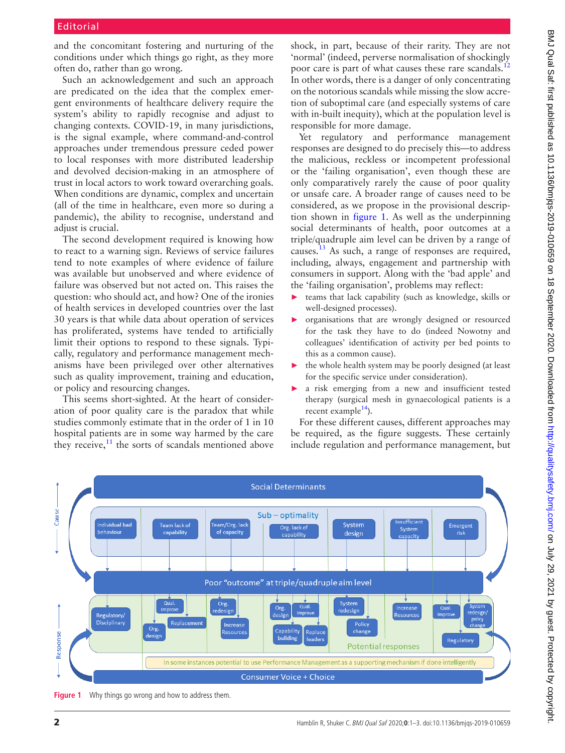and the concomitant fostering and nurturing of the conditions under which things go right, as they more often do, rather than go wrong.

Such an acknowledgement and such an approach are predicated on the idea that the complex emergent environments of healthcare delivery require the system's ability to rapidly recognise and adjust to changing contexts. COVID-19, in many jurisdictions, is the signal example, where command-and-control approaches under tremendous pressure ceded power to local responses with more distributed leadership and devolved decision-making in an atmosphere of trust in local actors to work toward overarching goals. When conditions are dynamic, complex and uncertain (all of the time in healthcare, even more so during a pandemic), the ability to recognise, understand and adjust is crucial.

The second development required is knowing how to react to a warning sign. Reviews of service failures tend to note examples of where evidence of failure was available but unobserved and where evidence of failure was observed but not acted on. This raises the question: who should act, and how? One of the ironies of health services in developed countries over the last 30 years is that while data about operation of services has proliferated, systems have tended to artificially limit their options to respond to these signals. Typically, regulatory and performance management mechanisms have been privileged over other alternatives such as quality improvement, training and education, or policy and resourcing changes.

This seems short-sighted. At the heart of consideration of poor quality care is the paradox that while studies commonly estimate that in the order of 1 in 10 hospital patients are in some way harmed by the care they receive,[11] the sorts of scandals mentioned above shock, in part, because of their rarity. They are not 'normal' (indeed, perverse normalisation of shockingly poor care is part of what causes these rare scandals.[12] In other words, there is a danger of only concentrating on the notorious scandals while missing the slow accretion of suboptimal care (and especially systems of care with in-built inequity), which at the population level is responsible for more damage.

Yet regulatory and performance management responses are designed to do precisely this—to address the malicious, reckless or incompetent professional or the 'failing organisation', even though these are only comparatively rarely the cause of poor quality or unsafe care. A broader range of causes need to be considered, as we propose in the provisional description shown in figure 1. As well as the underpinning social determinants of health, poor outcomes at a triple/quadruple aim level can be driven by a range of causes.[13] As such, a range of responses are required, including, always, engagement and partnership with consumers in support. Along with the 'bad apple' and the 'failing organisation', problems may reflect:

- teams that lack capability (such as knowledge, skills or well-designed processes).
- organisations that are wrongly designed or resourced for the task they have to do (indeed Nowotny and colleagues' identification of activity per bed points to this as a common cause).
- the whole health system may be poorly designed (at least for the specific service under consideration).
- a risk emerging from a new and insufficient tested therapy (surgical mesh in gynaecological patients is a recent example[14]).

For these different causes, different approaches may be required, as the figure suggests. These certainly include regulation and performance management, but

Figure 1 Why things go wrong and how to address them.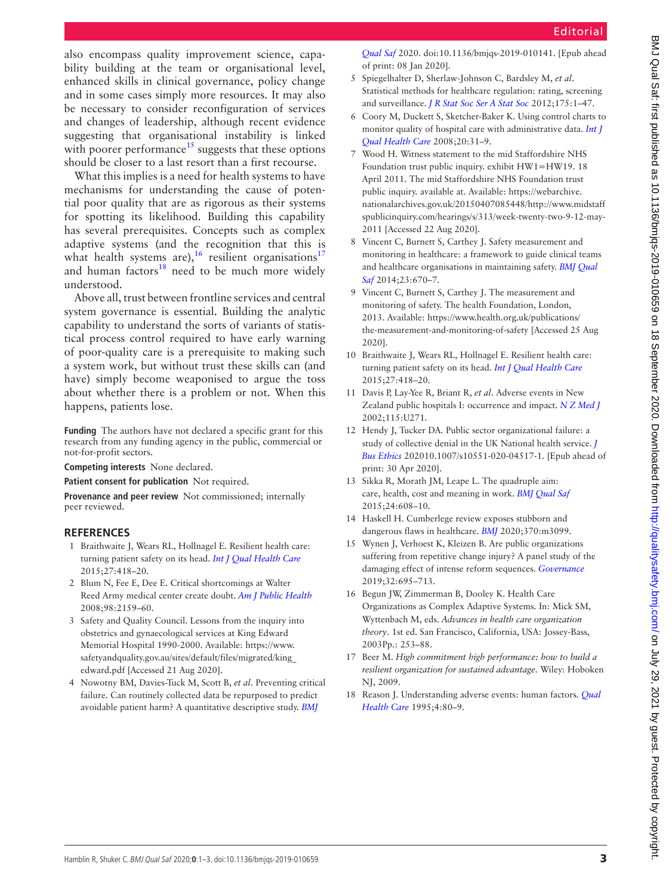also encompass quality improvement science, capability building at the team or organisational level, enhanced skills in clinical governance, policy change and in some cases simply more resources. It may also be necessary to consider reconfiguration of services and changes of leadership, although recent evidence suggesting that organisational instability is linked with poorer performance[15] suggests that these options should be closer to a last resort than a first recourse.

What this implies is a need for health systems to have mechanisms for understanding the cause of potential poor quality that are as rigorous as their systems for spotting its likelihood. Building this capability has several prerequisites. Concepts such as complex adaptive systems (and the recognition that this is what health systems are),[16] resilient organisations[17] and human factors[18] need to be much more widely understood.

Above all, trust between frontline services and central system governance is essential. Building the analytic capability to understand the sorts of variants of statistical process control required to have early warning of poor-quality care is a prerequisite to making such a system work, but without trust these skills can (and have) simply become weaponised to argue the toss about whether there is a problem or not. When this happens, patients lose.

**Funding** The authors have not declared a specific grant for this research from any funding agency in the public, commercial or not-for-profit sectors.

**Competing interests** None declared.

**Patient consent for publication** Not required.

**Provenance and peer review** Not commissioned; internally peer reviewed.

## REFERENCES

1. Braithwaite J, Wears RL, Hollnagel E. Resilient health care: turning patient safety on its head. *Int J Qual Health Care* 2015;27:418–20.
2. Blum N, Fee E, Dee E. Critical shortcomings at Walter Reed Army medical center create doubt. *Am J Public Health* 2008;98:2159–60.
3. Safety and Quality Council. Lessons from the inquiry into obstetrics and gynaecological services at King Edward Memorial Hospital 1990-2000. Available: https://www.safetyandquality.gov.au/sites/default/files/migrated/king_edward.pdf [Accessed 21 Aug 2020].
4. Nowotny BM, Davies-Tuck M, Scott B, *et al*. Preventing critical failure. Can routinely collected data be repurposed to predict avoidable patient harm? A quantitative descriptive study. *BMJ Qual Saf* 2020. doi:10.1136/bmjqs-2019-010141. [Epub ahead of print: 08 Jan 2020].
5. Spiegelhalter D, Sherlaw-Johnson C, Bardsley M, *et al*. Statistical methods for healthcare regulation: rating, screening and surveillance. *J R Stat Soc Ser A Stat Soc* 2012;175:1–47.
6. Coory M, Duckett S, Sketcher-Baker K. Using control charts to monitor quality of hospital care with administrative data. *Int J Qual Health Care* 2008;20:31–9.
7. Wood H. Witness statement to the mid Staffordshire NHS Foundation trust public inquiry. exhibit HW1=HW19. 18 April 2011. The mid Staffordshire NHS Foundation trust public inquiry. available at. Available: https://webarchive.nationalarchives.gov.uk/20150407085448/http://www.midstaffspublicinquiry.com/hearings/s/313/week-twenty-two-9-12-may-2011 [Accessed 22 Aug 2020].
8. Vincent C, Burnett S, Carthey J. Safety measurement and monitoring in healthcare: a framework to guide clinical teams and healthcare organisations in maintaining safety. *BMJ Qual Saf* 2014;23:670–7.
9. Vincent C, Burnett S, Carthey J. The measurement and monitoring of safety. The health Foundation, London, 2013. Available: https://www.health.org.uk/publications/the-measurement-and-monitoring-of-safety [Accessed 25 Aug 2020].
10. Braithwaite J, Wears RL, Hollnagel E. Resilient health care: turning patient safety on its head. *Int J Qual Health Care* 2015;27:418–20.
11. Davis P, Lay-Yee R, Briant R, *et al*. Adverse events in New Zealand public hospitals I: occurrence and impact. *N Z Med J* 2002;115:U271.
12. Hendy J, Tucker DA. Public sector organizational failure: a study of collective denial in the UK National health service. *J Bus Ethics* 202010.1007/s10551-020-04517-1. [Epub ahead of print: 30 Apr 2020].
13. Sikka R, Morath JM, Leape L. The quadruple aim: care, health, cost and meaning in work. *BMJ Qual Saf* 2015;24:608–10.
14. Haskell H. Cumberlege review exposes stubborn and dangerous flaws in healthcare. *BMJ* 2020;370:m3099.
15. Wynen J, Verhoest K, Kleizen B. Are public organizations suffering from repetitive change injury? A panel study of the damaging effect of intense reform sequences. *Governance* 2019;32:695–713.
16. Begun JW, Zimmerman B, Dooley K. Health Care Organizations as Complex Adaptive Systems. In: Mick SM, Wyttenbach M, eds. *Advances in health care organization theory*. 1st ed. San Francisco, California, USA: Jossey-Bass, 2003Pp.: 253–88.
17. Beer M. *High commitment high performance: how to build a resilient organization for sustained advantage*. Wiley: Hoboken NJ, 2009.
18. Reason J. Understanding adverse events: human factors. *Qual Health Care* 1995;4:80–9.